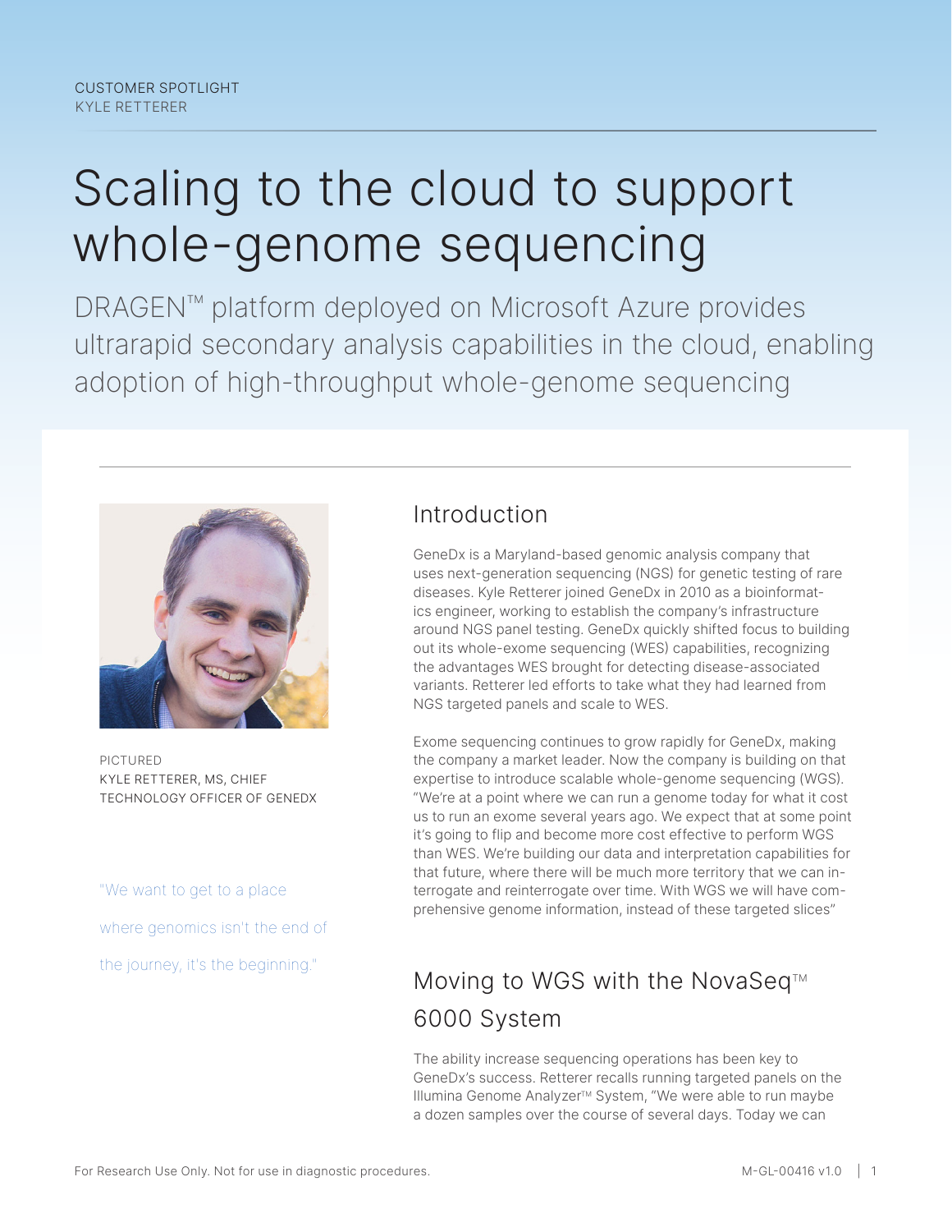CUSTOMER SPOTLIGHT
KYLE RETTERER

# Scaling to the cloud to support whole-genome sequencing

DRAGEN™ platform deployed on Microsoft Azure provides ultrarapid secondary analysis capabilities in the cloud, enabling adoption of high-throughput whole-genome sequencing

PICTURED
KYLE RETTERER, MS, CHIEF TECHNOLOGY OFFICER OF GENEDX

"We want to get to a place where genomics isn't the end of the journey, it's the beginning."

## Introduction

GeneDx is a Maryland-based genomic analysis company that uses next-generation sequencing (NGS) for genetic testing of rare diseases. Kyle Retterer joined GeneDx in 2010 as a bioinformatics engineer, working to establish the company's infrastructure around NGS panel testing. GeneDx quickly shifted focus to building out its whole-exome sequencing (WES) capabilities, recognizing the advantages WES brought for detecting disease-associated variants. Retterer led efforts to take what they had learned from NGS targeted panels and scale to WES.

Exome sequencing continues to grow rapidly for GeneDx, making the company a market leader. Now the company is building on that expertise to introduce scalable whole-genome sequencing (WGS). "We're at a point where we can run a genome today for what it cost us to run an exome several years ago. We expect that at some point it's going to flip and become more cost effective to perform WGS than WES. We're building our data and interpretation capabilities for that future, where there will be much more territory that we can interrogate and reinterrogate over time. With WGS we will have comprehensive genome information, instead of these targeted slices"

## Moving to WGS with the NovaSeq™ 6000 System

The ability increase sequencing operations has been key to GeneDx's success. Retterer recalls running targeted panels on the Illumina Genome Analyzer™ System, "We were able to run maybe a dozen samples over the course of several days. Today we can

For Research Use Only. Not for use in diagnostic procedures.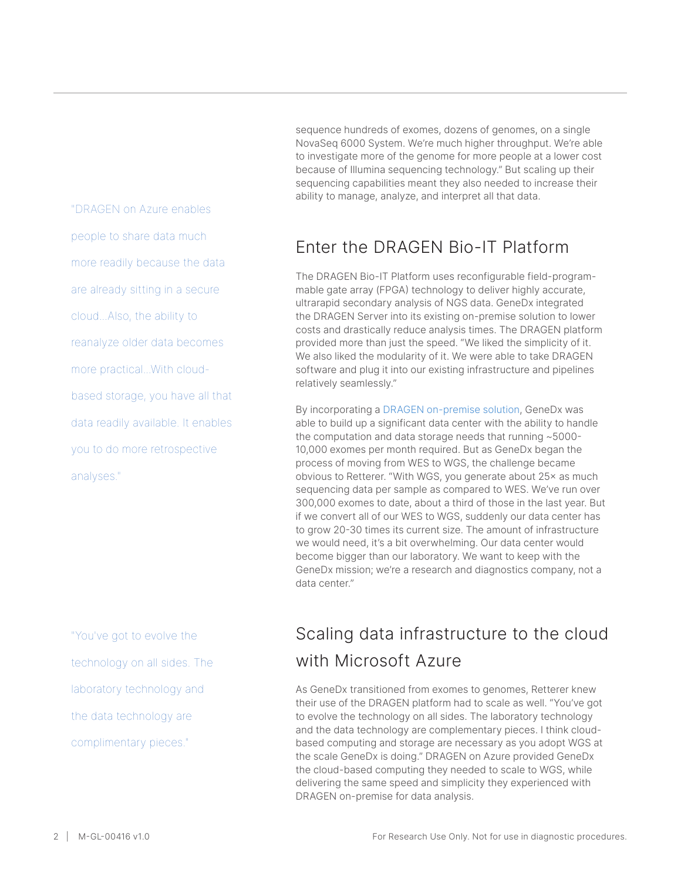sequence hundreds of exomes, dozens of genomes, on a single NovaSeq 6000 System. We're much higher throughput. We're able to investigate more of the genome for more people at a lower cost because of Illumina sequencing technology." But scaling up their sequencing capabilities meant they also needed to increase their ability to manage, analyze, and interpret all that data.

> "DRAGEN on Azure enables people to share data much more readily because the data are already sitting in a secure cloud...Also, the ability to reanalyze older data becomes more practical...With cloud-based storage, you have all that data readily available. It enables you to do more retrospective analyses."

## Enter the DRAGEN Bio-IT Platform

The DRAGEN Bio-IT Platform uses reconfigurable field-programmable gate array (FPGA) technology to deliver highly accurate, ultrarapid secondary analysis of NGS data. GeneDx integrated the DRAGEN Server into its existing on-premise solution to lower costs and drastically reduce analysis times. The DRAGEN platform provided more than just the speed. "We liked the simplicity of it. We also liked the modularity of it. We were able to take DRAGEN software and plug it into our existing infrastructure and pipelines relatively seamlessly."

By incorporating a DRAGEN on-premise solution, GeneDx was able to build up a significant data center with the ability to handle the computation and data storage needs that running ~5000-10,000 exomes per month required. But as GeneDx began the process of moving from WES to WGS, the challenge became obvious to Retterer. "With WGS, you generate about 25× as much sequencing data per sample as compared to WES. We've run over 300,000 exomes to date, about a third of those in the last year. But if we convert all of our WES to WGS, suddenly our data center has to grow 20-30 times its current size. The amount of infrastructure we would need, it's a bit overwhelming. Our data center would become bigger than our laboratory. We want to keep with the GeneDx mission; we're a research and diagnostics company, not a data center."

> "You've got to evolve the technology on all sides. The laboratory technology and the data technology are complimentary pieces."

## Scaling data infrastructure to the cloud with Microsoft Azure

As GeneDx transitioned from exomes to genomes, Retterer knew their use of the DRAGEN platform had to scale as well. "You've got to evolve the technology on all sides. The laboratory technology and the data technology are complementary pieces. I think cloud-based computing and storage are necessary as you adopt WGS at the scale GeneDx is doing." DRAGEN on Azure provided GeneDx the cloud-based computing they needed to scale to WGS, while delivering the same speed and simplicity they experienced with DRAGEN on-premise for data analysis.

M-GL-00416 v1.0

For Research Use Only. Not for use in diagnostic procedures.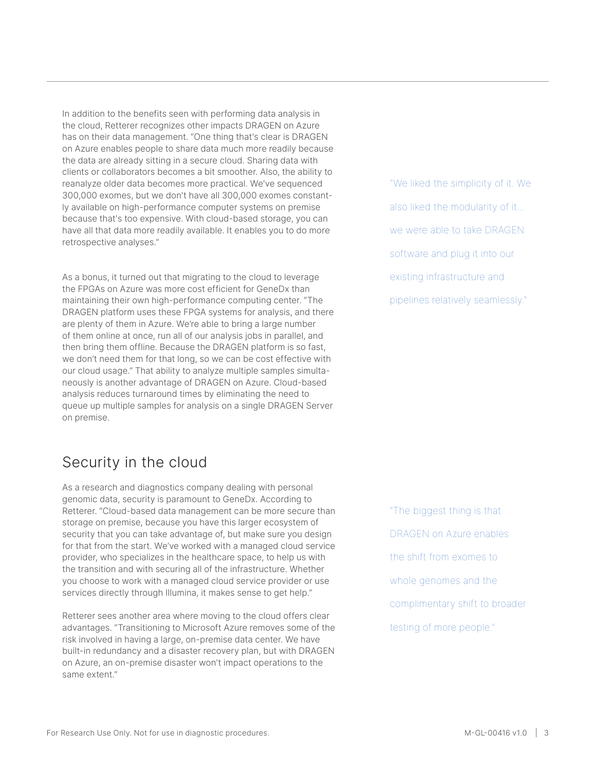In addition to the benefits seen with performing data analysis in the cloud, Retterer recognizes other impacts DRAGEN on Azure has on their data management. "One thing that's clear is DRAGEN on Azure enables people to share data much more readily because the data are already sitting in a secure cloud. Sharing data with clients or collaborators becomes a bit smoother. Also, the ability to reanalyze older data becomes more practical. We've sequenced 300,000 exomes, but we don't have all 300,000 exomes constantly available on high-performance computer systems on premise because that's too expensive. With cloud-based storage, you can have all that data more readily available. It enables you to do more retrospective analyses."

As a bonus, it turned out that migrating to the cloud to leverage the FPGAs on Azure was more cost efficient for GeneDx than maintaining their own high-performance computing center. "The DRAGEN platform uses these FPGA systems for analysis, and there are plenty of them in Azure. We're able to bring a large number of them online at once, run all of our analysis jobs in parallel, and then bring them offline. Because the DRAGEN platform is so fast, we don't need them for that long, so we can be cost effective with our cloud usage." That ability to analyze multiple samples simultaneously is another advantage of DRAGEN on Azure. Cloud-based analysis reduces turnaround times by eliminating the need to queue up multiple samples for analysis on a single DRAGEN Server on premise.

> "We liked the simplicity of it. We also liked the modularity of it... we were able to take DRAGEN software and plug it into our existing infrastructure and pipelines relatively seamlessly."

## Security in the cloud

As a research and diagnostics company dealing with personal genomic data, security is paramount to GeneDx. According to Retterer. "Cloud-based data management can be more secure than storage on premise, because you have this larger ecosystem of security that you can take advantage of, but make sure you design for that from the start. We've worked with a managed cloud service provider, who specializes in the healthcare space, to help us with the transition and with securing all of the infrastructure. Whether you choose to work with a managed cloud service provider or use services directly through Illumina, it makes sense to get help."

Retterer sees another area where moving to the cloud offers clear advantages. "Transitioning to Microsoft Azure removes some of the risk involved in having a large, on-premise data center. We have built-in redundancy and a disaster recovery plan, but with DRAGEN on Azure, an on-premise disaster won't impact operations to the same extent."

> "The biggest thing is that DRAGEN on Azure enables the shift from exomes to whole genomes and the complimentary shift to broader testing of more people."

For Research Use Only. Not for use in diagnostic procedures.

M-GL-00416 v1.0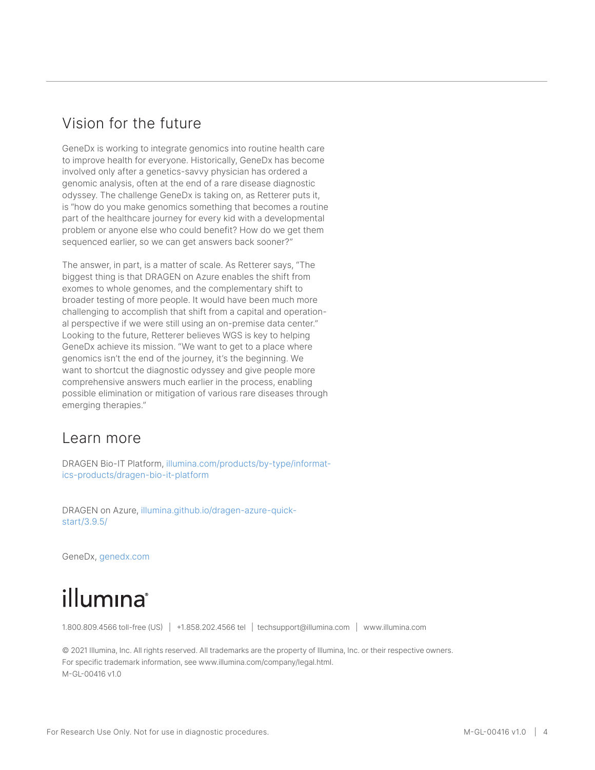## Vision for the future

GeneDx is working to integrate genomics into routine health care to improve health for everyone. Historically, GeneDx has become involved only after a genetics-savvy physician has ordered a genomic analysis, often at the end of a rare disease diagnostic odyssey. The challenge GeneDx is taking on, as Retterer puts it, is "how do you make genomics something that becomes a routine part of the healthcare journey for every kid with a developmental problem or anyone else who could benefit? How do we get them sequenced earlier, so we can get answers back sooner?"

The answer, in part, is a matter of scale. As Retterer says, "The biggest thing is that DRAGEN on Azure enables the shift from exomes to whole genomes, and the complementary shift to broader testing of more people. It would have been much more challenging to accomplish that shift from a capital and operational perspective if we were still using an on-premise data center." Looking to the future, Retterer believes WGS is key to helping GeneDx achieve its mission. "We want to get to a place where genomics isn't the end of the journey, it's the beginning. We want to shortcut the diagnostic odyssey and give people more comprehensive answers much earlier in the process, enabling possible elimination or mitigation of various rare diseases through emerging therapies."

## Learn more

DRAGEN Bio-IT Platform, illumina.com/products/by-type/informatics-products/dragen-bio-it-platform

DRAGEN on Azure, illumina.github.io/dragen-azure-quick-start/3.9.5/

GeneDx, genedx.com

illumina®

1.800.809.4566 toll-free (US) | +1.858.202.4566 tel | techsupport@illumina.com | www.illumina.com

© 2021 Illumina, Inc. All rights reserved. All trademarks are the property of Illumina, Inc. or their respective owners. For specific trademark information, see www.illumina.com/company/legal.html.
M-GL-00416 v1.0

For Research Use Only. Not for use in diagnostic procedures.